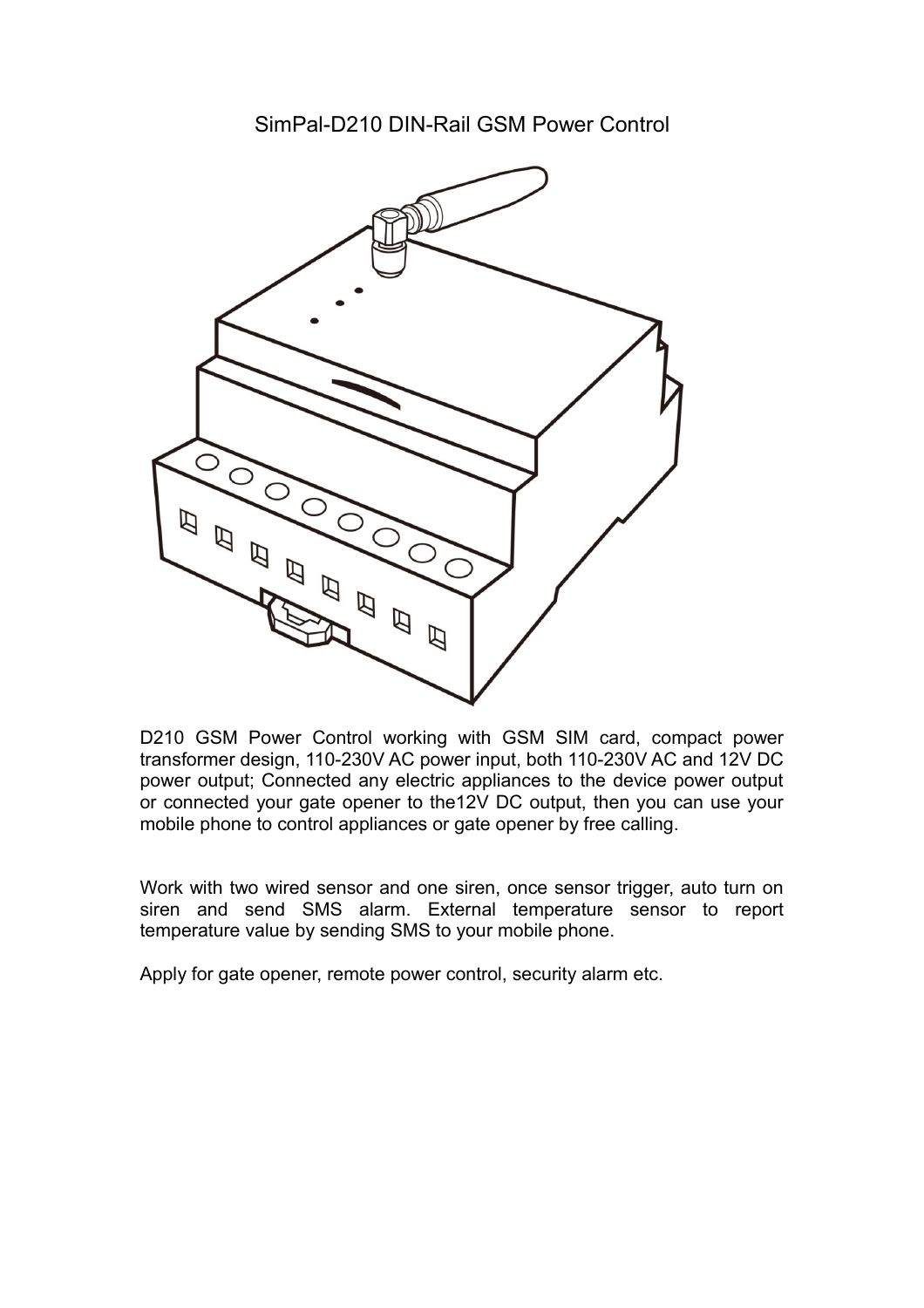# SimPal-D210 DIN-Rail GSM Power Control

D210 GSM Power Control working with GSM SIM card, compact power transformer design, 110-230V AC power input, both 110-230V AC and 12V DC power output; Connected any electric appliances to the device power output or connected your gate opener to the12V DC output, then you can use your mobile phone to control appliances or gate opener by free calling.

Work with two wired sensor and one siren, once sensor trigger, auto turn on siren and send SMS alarm. External temperature sensor to report temperature value by sending SMS to your mobile phone.

Apply for gate opener, remote power control, security alarm etc.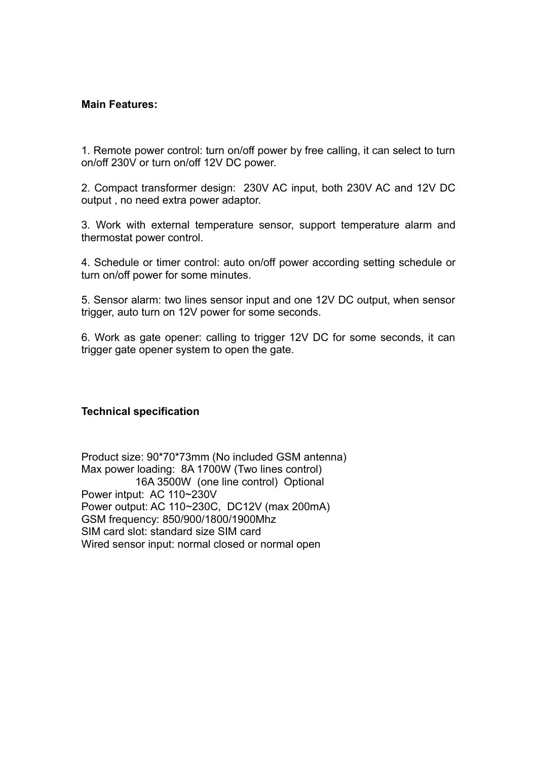**Main Features:**

1. Remote power control: turn on/off power by free calling, it can select to turn on/off 230V or turn on/off 12V DC power.

2. Compact transformer design: 230V AC input, both 230V AC and 12V DC output , no need extra power adaptor.

3. Work with external temperature sensor, support temperature alarm and thermostat power control.

4. Schedule or timer control: auto on/off power according setting schedule or turn on/off power for some minutes.

5. Sensor alarm: two lines sensor input and one 12V DC output, when sensor trigger, auto turn on 12V power for some seconds.

6. Work as gate opener: calling to trigger 12V DC for some seconds, it can trigger gate opener system to open the gate.

**Technical specification**

Product size: 90*70*73mm (No included GSM antenna)
Max power loading: 8A 1700W (Two lines control)
16A 3500W (one line control) Optional
Power intput: AC 110~230V
Power output: AC 110~230C, DC12V (max 200mA)
GSM frequency: 850/900/1800/1900Mhz
SIM card slot: standard size SIM card
Wired sensor input: normal closed or normal open